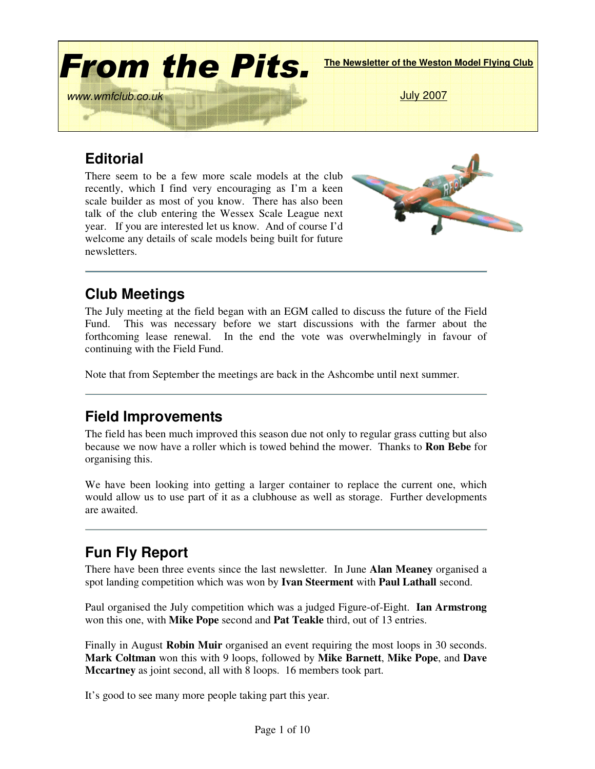# From the Pits.

**The Newsletter of the Weston Model Flying Club**

www.wmfclub.co.uk

July 2007

## Editorial

There seem to be a few more scale models at the club recently, which I find very encouraging as I'm a keen scale builder as most of you know. There has also been talk of the club entering the Wessex Scale League next year. If you are interested let us know. And of course I'd welcome any details of scale models being built for future newsletters.

## Club Meetings

The July meeting at the field began with an EGM called to discuss the future of the Field Fund. This was necessary before we start discussions with the farmer about the forthcoming lease renewal. In the end the vote was overwhelmingly in favour of continuing with the Field Fund.

Note that from September the meetings are back in the Ashcombe until next summer.

## Field Improvements

The field has been much improved this season due not only to regular grass cutting but also because we now have a roller which is towed behind the mower. Thanks to **Ron Bebe** for organising this.

We have been looking into getting a larger container to replace the current one, which would allow us to use part of it as a clubhouse as well as storage. Further developments are awaited.

## Fun Fly Report

There have been three events since the last newsletter. In June **Alan Meaney** organised a spot landing competition which was won by **Ivan Steerment** with **Paul Lathall** second.

Paul organised the July competition which was a judged Figure-of-Eight. **Ian Armstrong** won this one, with **Mike Pope** second and **Pat Teakle** third, out of 13 entries.

Finally in August **Robin Muir** organised an event requiring the most loops in 30 seconds. **Mark Coltman** won this with 9 loops, followed by **Mike Barnett**, **Mike Pope**, and **Dave Mccartney** as joint second, all with 8 loops. 16 members took part.

It's good to see many more people taking part this year.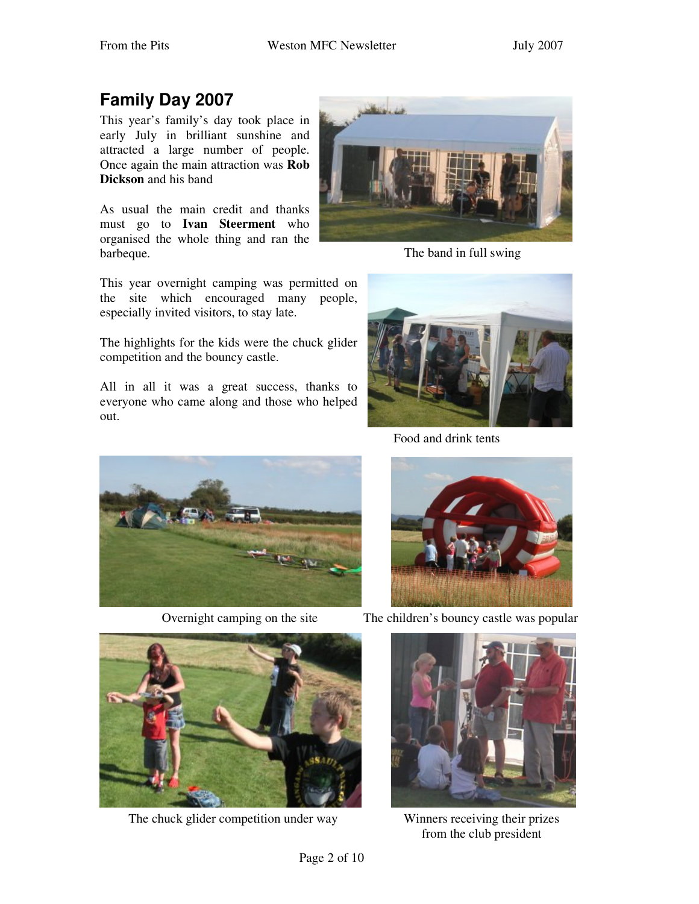## Family Day 2007

This year's family's day took place in early July in brilliant sunshine and attracted a large number of people. Once again the main attraction was **Rob Dickson** and his band

As usual the main credit and thanks must go to **Ivan Steerment** who organised the whole thing and ran the barbeque.

The band in full swing

This year overnight camping was permitted on the site which encouraged many people, especially invited visitors, to stay late.

The highlights for the kids were the chuck glider competition and the bouncy castle.

All in all it was a great success, thanks to everyone who came along and those who helped out.

Food and drink tents

Overnight camping on the site

The children's bouncy castle was popular

The chuck glider competition under way

Winners receiving their prizes from the club president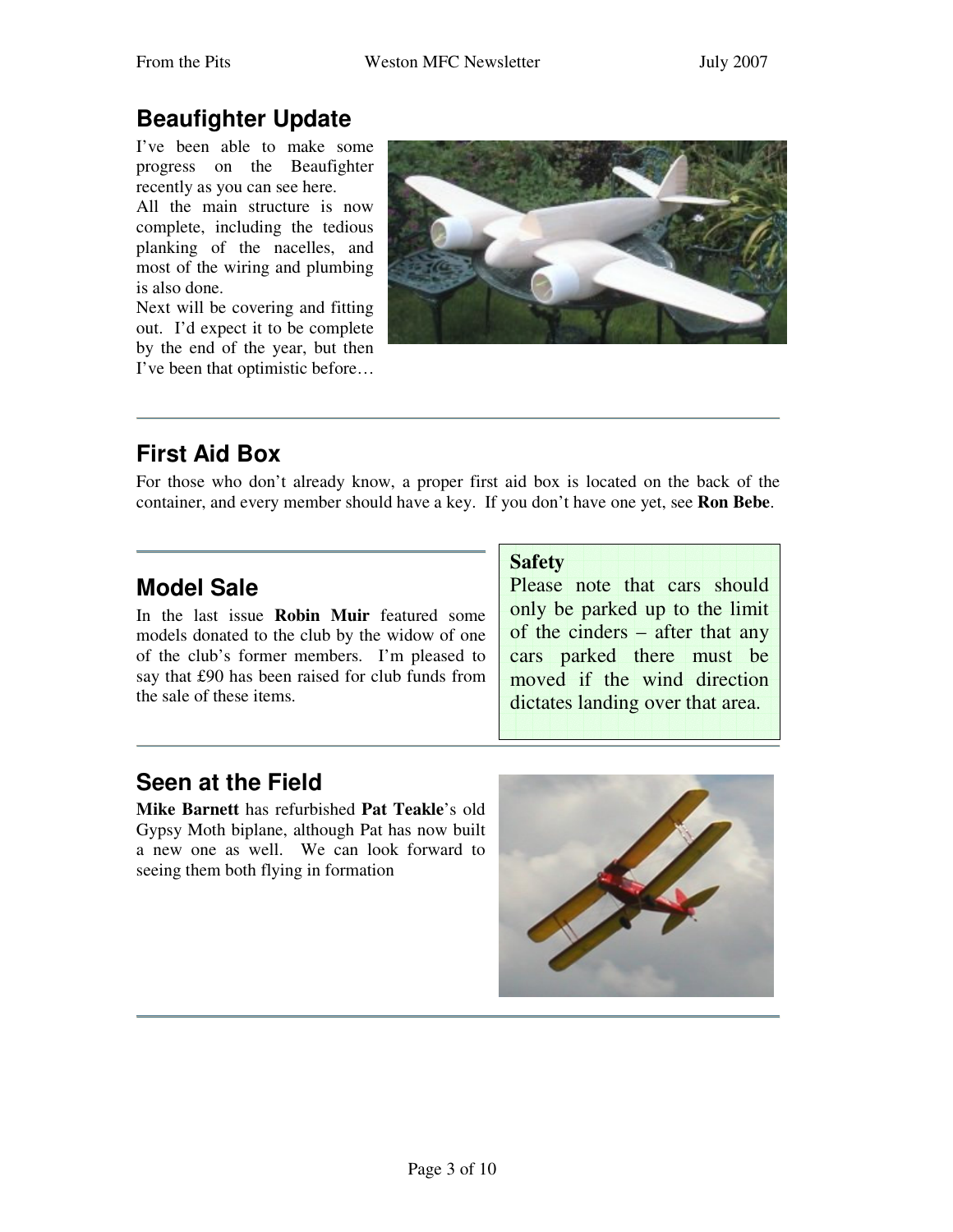## Beaufighter Update

I've been able to make some progress on the Beaufighter recently as you can see here.

All the main structure is now complete, including the tedious planking of the nacelles, and most of the wiring and plumbing is also done.

Next will be covering and fitting out. I'd expect it to be complete by the end of the year, but then I've been that optimistic before…

## First Aid Box

For those who don't already know, a proper first aid box is located on the back of the container, and every member should have a key. If you don't have one yet, see **Ron Bebe**.

## Model Sale

In the last issue **Robin Muir** featured some models donated to the club by the widow of one of the club's former members. I'm pleased to say that £90 has been raised for club funds from the sale of these items.

**Safety**

Please note that cars should only be parked up to the limit of the cinders – after that any cars parked there must be moved if the wind direction dictates landing over that area.

## Seen at the Field

**Mike Barnett** has refurbished **Pat Teakle**'s old Gypsy Moth biplane, although Pat has now built a new one as well. We can look forward to seeing them both flying in formation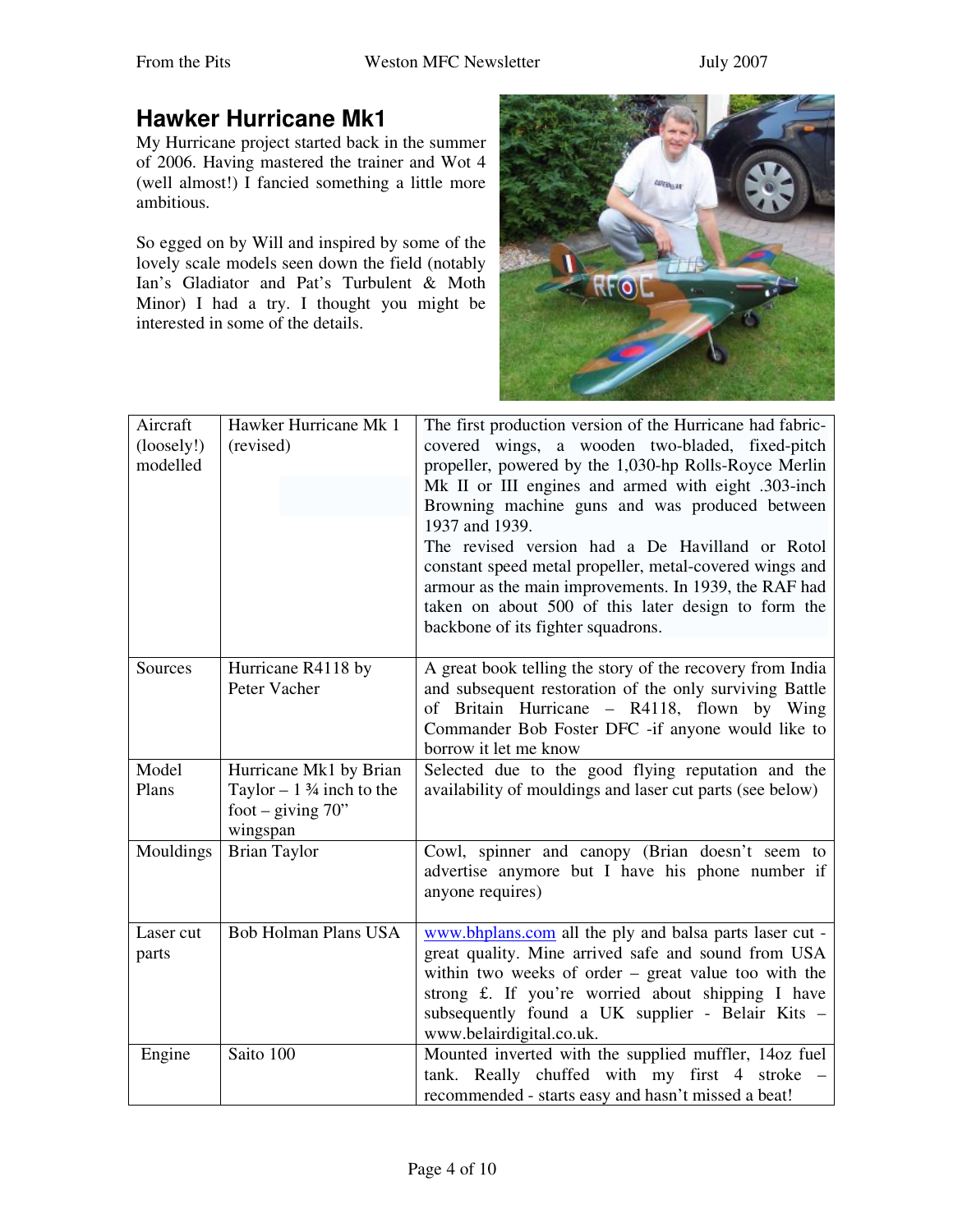## Hawker Hurricane Mk1

My Hurricane project started back in the summer of 2006. Having mastered the trainer and Wot 4 (well almost!) I fancied something a little more ambitious.

So egged on by Will and inspired by some of the lovely scale models seen down the field (notably Ian's Gladiator and Pat's Turbulent & Moth Minor) I had a try. I thought you might be interested in some of the details.

| | | |
|---|---|---|
| Aircraft (loosely!) modelled | Hawker Hurricane Mk 1 (revised) | The first production version of the Hurricane had fabric-covered wings, a wooden two-bladed, fixed-pitch propeller, powered by the 1,030-hp Rolls-Royce Merlin Mk II or III engines and armed with eight .303-inch Browning machine guns and was produced between 1937 and 1939.<br>The revised version had a De Havilland or Rotol constant speed metal propeller, metal-covered wings and armour as the main improvements. In 1939, the RAF had taken on about 500 of this later design to form the backbone of its fighter squadrons. |
| Sources | Hurricane R4118 by Peter Vacher | A great book telling the story of the recovery from India and subsequent restoration of the only surviving Battle of Britain Hurricane – R4118, flown by Wing Commander Bob Foster DFC -if anyone would like to borrow it let me know |
| Model Plans | Hurricane Mk1 by Brian Taylor – 1 ¾ inch to the foot – giving 70" wingspan | Selected due to the good flying reputation and the availability of mouldings and laser cut parts (see below) |
| Mouldings | Brian Taylor | Cowl, spinner and canopy (Brian doesn't seem to advertise anymore but I have his phone number if anyone requires) |
| Laser cut parts | Bob Holman Plans USA | www.bhplans.com all the ply and balsa parts laser cut - great quality. Mine arrived safe and sound from USA within two weeks of order – great value too with the strong £. If you're worried about shipping I have subsequently found a UK supplier - Belair Kits – www.belairdigital.co.uk. |
| Engine | Saito 100 | Mounted inverted with the supplied muffler, 14oz fuel tank. Really chuffed with my first 4 stroke – recommended - starts easy and hasn't missed a beat! |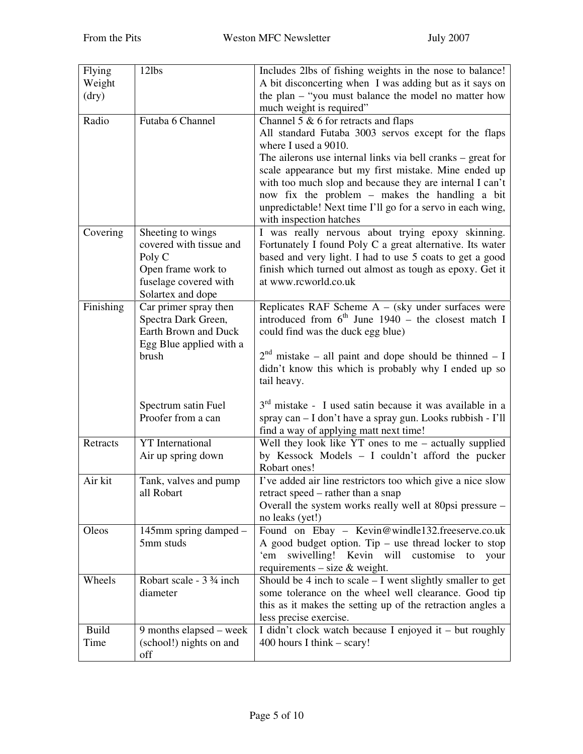| | | |
|---|---|---|
| Flying Weight (dry) | 12lbs | Includes 2lbs of fishing weights in the nose to balance! A bit disconcerting when I was adding but as it says on the plan – "you must balance the model no matter how much weight is required" |
| Radio | Futaba 6 Channel | Channel 5 & 6 for retracts and flaps<br>All standard Futaba 3003 servos except for the flaps where I used a 9010.<br>The ailerons use internal links via bell cranks – great for scale appearance but my first mistake. Mine ended up with too much slop and because they are internal I can't now fix the problem – makes the handling a bit unpredictable! Next time I'll go for a servo in each wing, with inspection hatches |
| Covering | Sheeting to wings covered with tissue and Poly C<br>Open frame work to fuselage covered with Solartex and dope | I was really nervous about trying epoxy skinning. Fortunately I found Poly C a great alternative. Its water based and very light. I had to use 5 coats to get a good finish which turned out almost as tough as epoxy. Get it at www.rcworld.co.uk |
| Finishing | Car primer spray then Spectra Dark Green, Earth Brown and Duck Egg Blue applied with a brush<br><br>Spectrum satin Fuel Proofer from a can | Replicates RAF Scheme A – (sky under surfaces were introduced from 6th June 1940 – the closest match I could find was the duck egg blue)<br><br>2nd mistake – all paint and dope should be thinned – I didn't know this which is probably why I ended up so tail heavy.<br><br>3rd mistake - I used satin because it was available in a spray can – I don't have a spray gun. Looks rubbish - I'll find a way of applying matt next time! |
| Retracts | YT International<br>Air up spring down | Well they look like YT ones to me – actually supplied by Kessock Models – I couldn't afford the pucker Robart ones! |
| Air kit | Tank, valves and pump all Robart | I've added air line restrictors too which give a nice slow retract speed – rather than a snap<br>Overall the system works really well at 80psi pressure – no leaks (yet!) |
| Oleos | 145mm spring damped – 5mm studs | Found on Ebay – Kevin@windle132.freeserve.co.uk A good budget option. Tip – use thread locker to stop 'em swivelling! Kevin will customise to your requirements – size & weight. |
| Wheels | Robart scale - 3 ¾ inch diameter | Should be 4 inch to scale – I went slightly smaller to get some tolerance on the wheel well clearance. Good tip this as it makes the setting up of the retraction angles a less precise exercise. |
| Build Time | 9 months elapsed – week (school!) nights on and off | I didn't clock watch because I enjoyed it – but roughly 400 hours I think – scary! |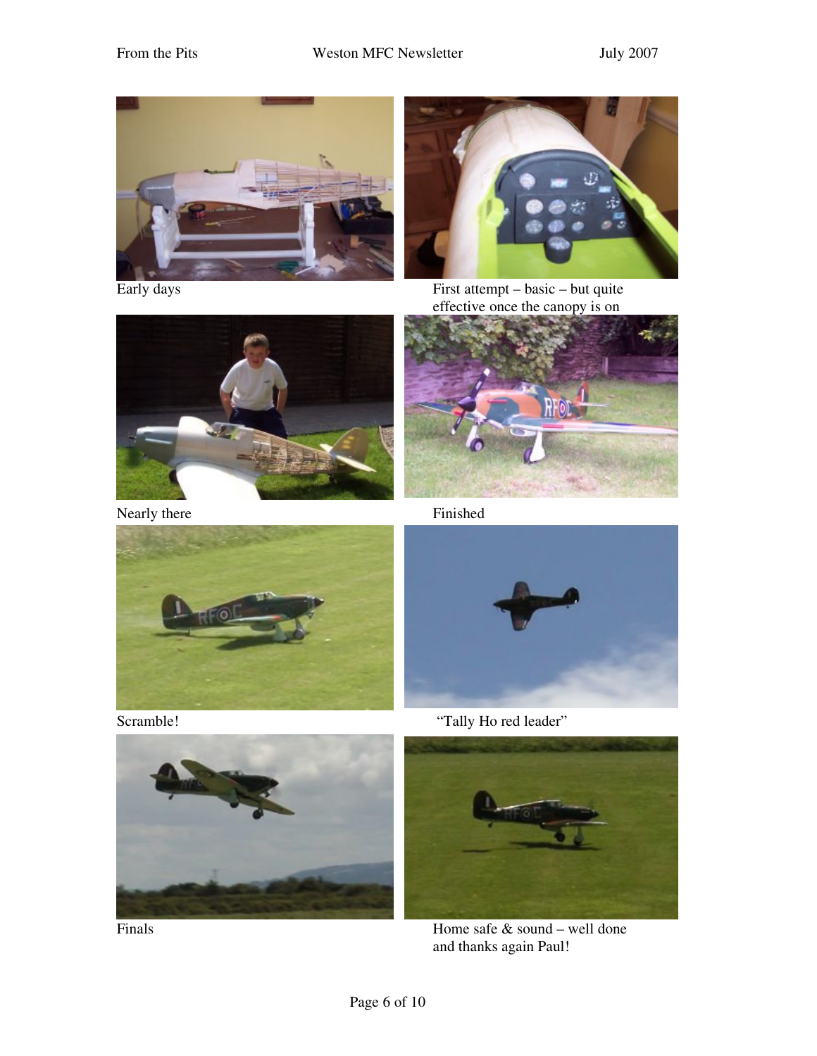Early days

First attempt – basic – but quite effective once the canopy is on

Nearly there

Finished

Scramble!

"Tally Ho red leader"

Finals

Home safe & sound – well done and thanks again Paul!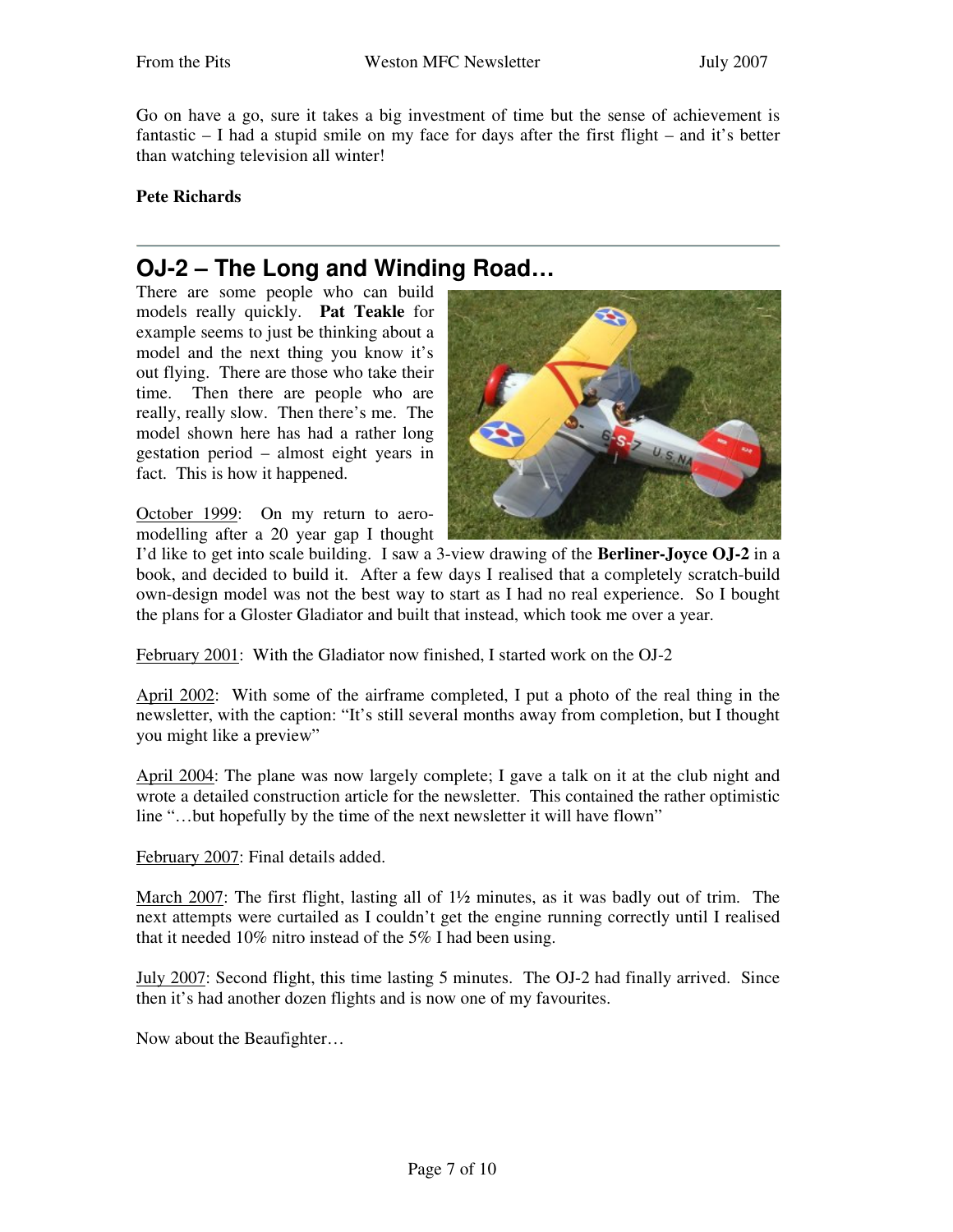Go on have a go, sure it takes a big investment of time but the sense of achievement is fantastic – I had a stupid smile on my face for days after the first flight – and it's better than watching television all winter!

**Pete Richards**

---

## OJ-2 – The Long and Winding Road…

There are some people who can build models really quickly. **Pat Teakle** for example seems to just be thinking about a model and the next thing you know it's out flying. There are those who take their time. Then there are people who are really, really slow. Then there's me. The model shown here has had a rather long gestation period – almost eight years in fact. This is how it happened.

October 1999: On my return to aero-modelling after a 20 year gap I thought I'd like to get into scale building. I saw a 3-view drawing of the **Berliner-Joyce OJ-2** in a book, and decided to build it. After a few days I realised that a completely scratch-build own-design model was not the best way to start as I had no real experience. So I bought the plans for a Gloster Gladiator and built that instead, which took me over a year.

February 2001: With the Gladiator now finished, I started work on the OJ-2

April 2002: With some of the airframe completed, I put a photo of the real thing in the newsletter, with the caption: "It's still several months away from completion, but I thought you might like a preview"

April 2004: The plane was now largely complete; I gave a talk on it at the club night and wrote a detailed construction article for the newsletter. This contained the rather optimistic line "…but hopefully by the time of the next newsletter it will have flown"

February 2007: Final details added.

March 2007: The first flight, lasting all of 1½ minutes, as it was badly out of trim. The next attempts were curtailed as I couldn't get the engine running correctly until I realised that it needed 10% nitro instead of the 5% I had been using.

July 2007: Second flight, this time lasting 5 minutes. The OJ-2 had finally arrived. Since then it's had another dozen flights and is now one of my favourites.

Now about the Beaufighter…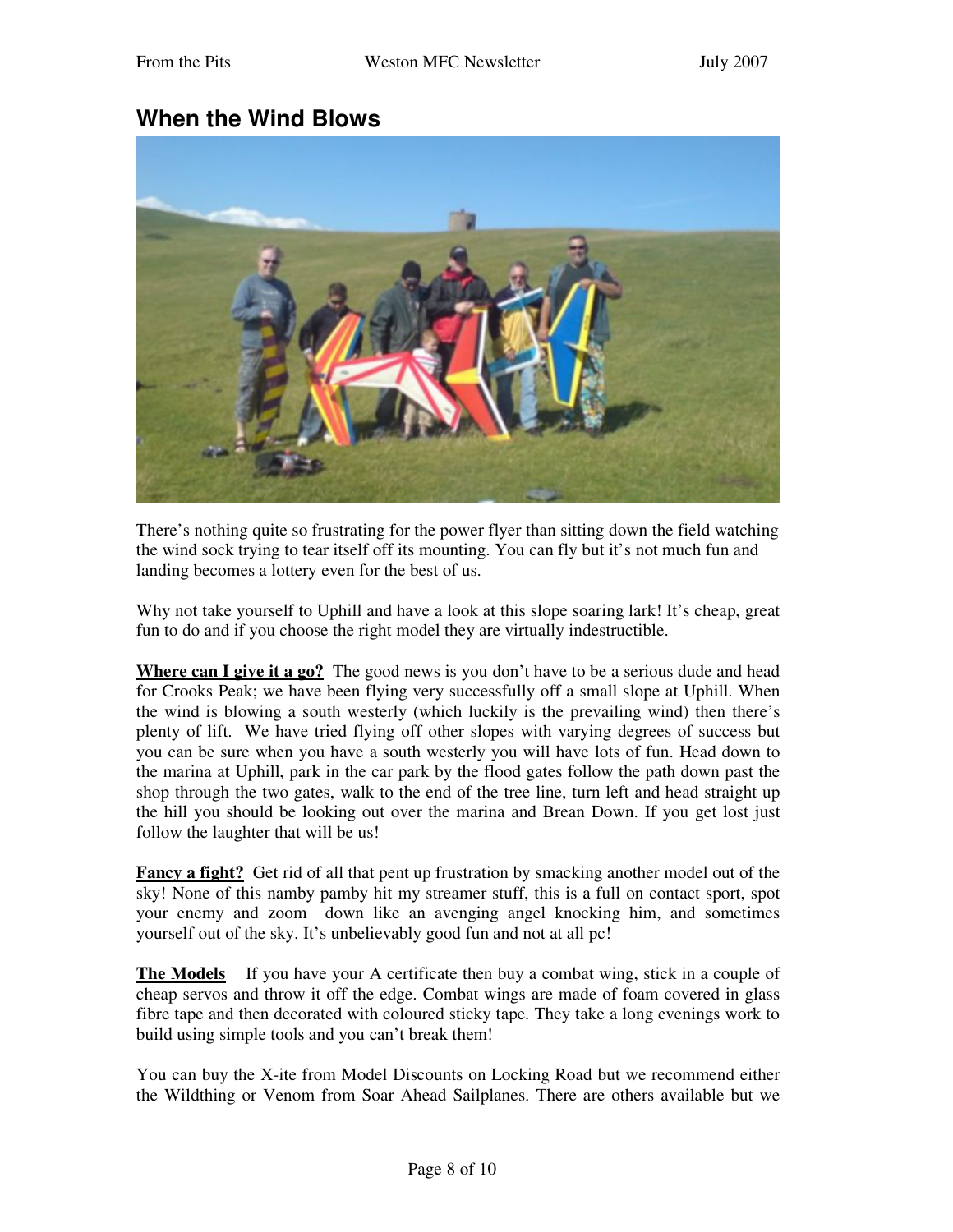# When the Wind Blows

There's nothing quite so frustrating for the power flyer than sitting down the field watching the wind sock trying to tear itself off its mounting. You can fly but it's not much fun and landing becomes a lottery even for the best of us.

Why not take yourself to Uphill and have a look at this slope soaring lark! It's cheap, great fun to do and if you choose the right model they are virtually indestructible.

**Where can I give it a go?** The good news is you don't have to be a serious dude and head for Crooks Peak; we have been flying very successfully off a small slope at Uphill. When the wind is blowing a south westerly (which luckily is the prevailing wind) then there's plenty of lift. We have tried flying off other slopes with varying degrees of success but you can be sure when you have a south westerly you will have lots of fun. Head down to the marina at Uphill, park in the car park by the flood gates follow the path down past the shop through the two gates, walk to the end of the tree line, turn left and head straight up the hill you should be looking out over the marina and Brean Down. If you get lost just follow the laughter that will be us!

**Fancy a fight?** Get rid of all that pent up frustration by smacking another model out of the sky! None of this namby pamby hit my streamer stuff, this is a full on contact sport, spot your enemy and zoom down like an avenging angel knocking him, and sometimes yourself out of the sky. It's unbelievably good fun and not at all pc!

**The Models** If you have your A certificate then buy a combat wing, stick in a couple of cheap servos and throw it off the edge. Combat wings are made of foam covered in glass fibre tape and then decorated with coloured sticky tape. They take a long evenings work to build using simple tools and you can't break them!

You can buy the X-ite from Model Discounts on Locking Road but we recommend either the Wildthing or Venom from Soar Ahead Sailplanes. There are others available but we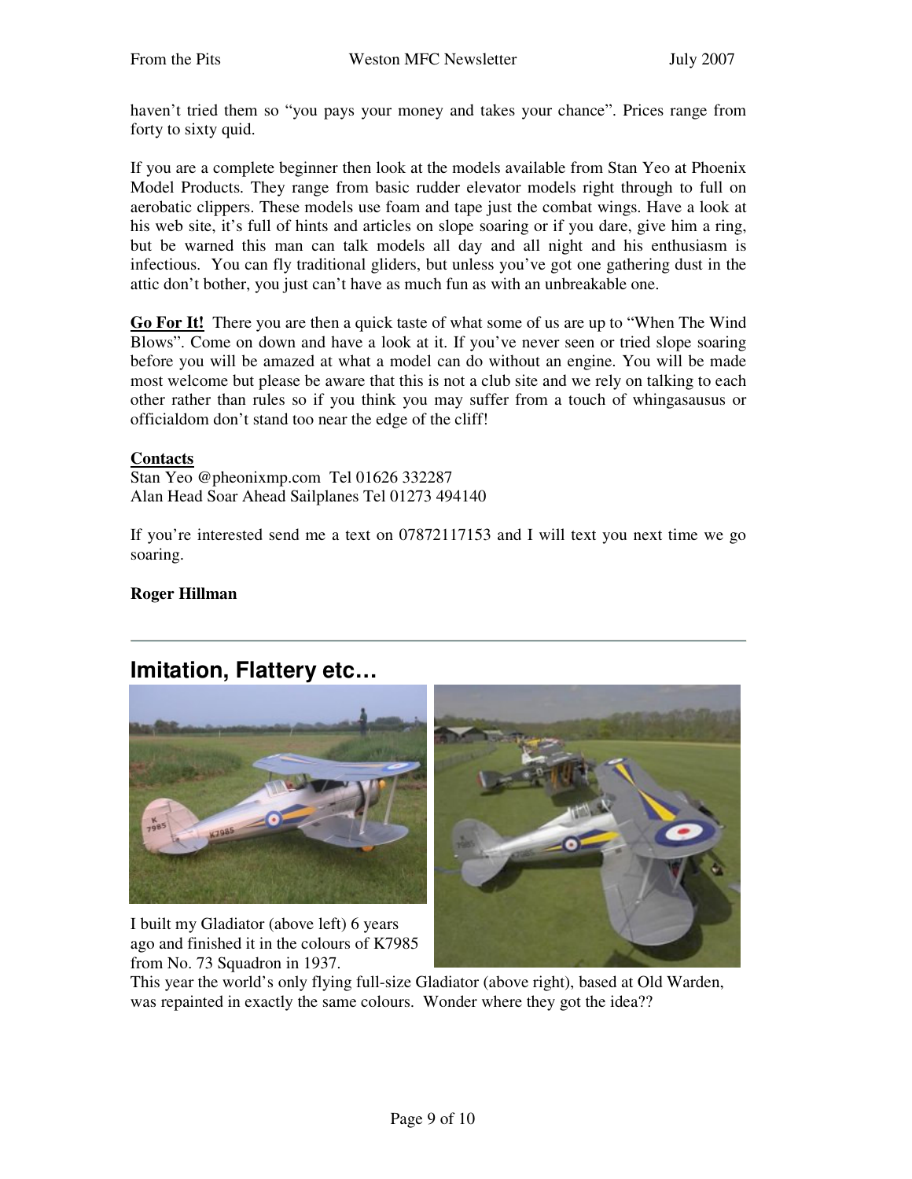haven't tried them so "you pays your money and takes your chance". Prices range from forty to sixty quid.

If you are a complete beginner then look at the models available from Stan Yeo at Phoenix Model Products. They range from basic rudder elevator models right through to full on aerobatic clippers. These models use foam and tape just the combat wings. Have a look at his web site, it's full of hints and articles on slope soaring or if you dare, give him a ring, but be warned this man can talk models all day and all night and his enthusiasm is infectious. You can fly traditional gliders, but unless you've got one gathering dust in the attic don't bother, you just can't have as much fun as with an unbreakable one.

**Go For It!** There you are then a quick taste of what some of us are up to "When The Wind Blows". Come on down and have a look at it. If you've never seen or tried slope soaring before you will be amazed at what a model can do without an engine. You will be made most welcome but please be aware that this is not a club site and we rely on talking to each other rather than rules so if you think you may suffer from a touch of whingasausus or officialdom don't stand too near the edge of the cliff!

**Contacts**

Stan Yeo @pheonixmp.com Tel 01626 332287
Alan Head Soar Ahead Sailplanes Tel 01273 494140

If you're interested send me a text on 07872117153 and I will text you next time we go soaring.

**Roger Hillman**

---

## Imitation, Flattery etc…

I built my Gladiator (above left) 6 years ago and finished it in the colours of K7985 from No. 73 Squadron in 1937.

This year the world's only flying full-size Gladiator (above right), based at Old Warden, was repainted in exactly the same colours. Wonder where they got the idea??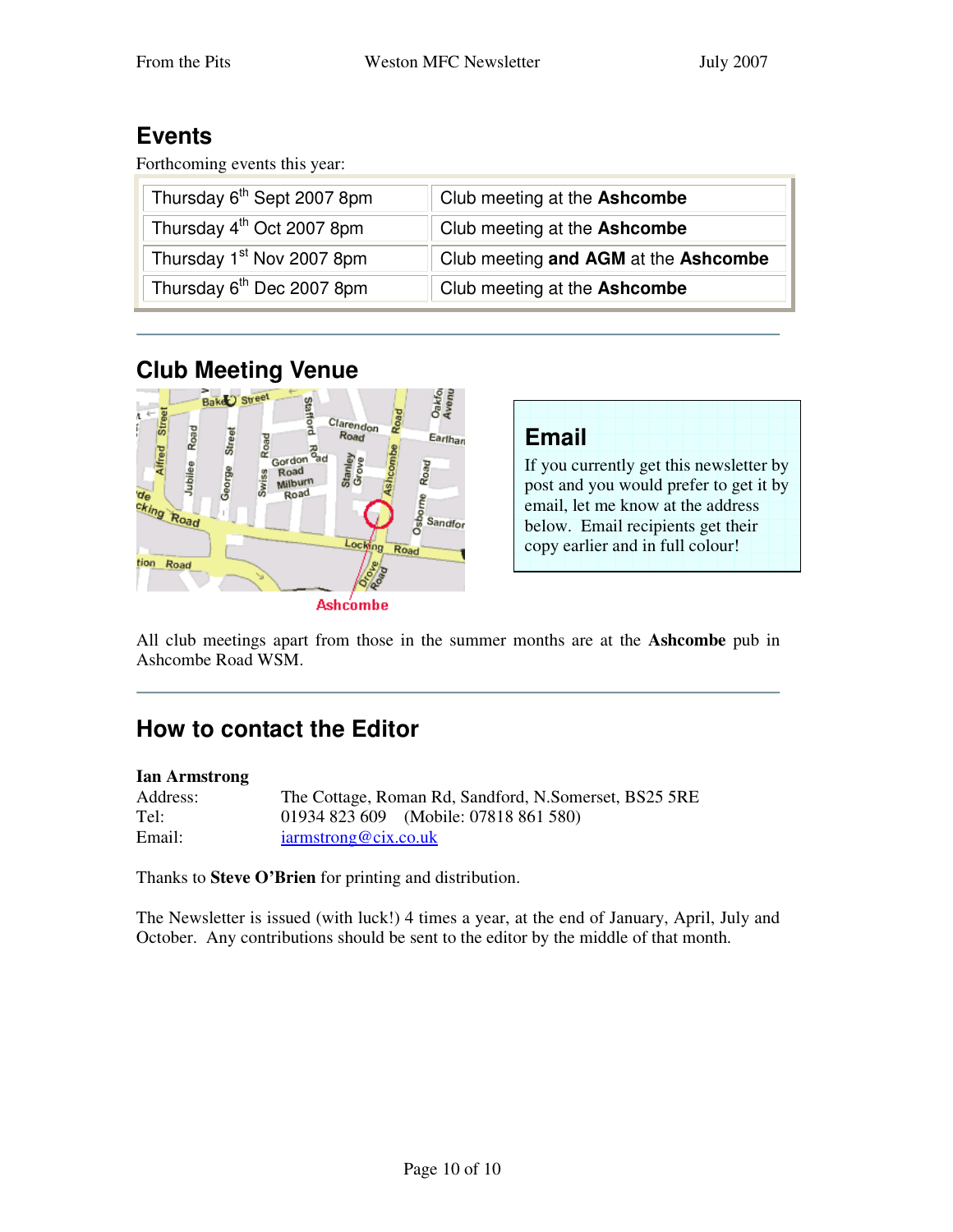## Events

Forthcoming events this year:

| | |
|---|---|
| Thursday 6th Sept 2007 8pm | Club meeting at the **Ashcombe** |
| Thursday 4th Oct 2007 8pm | Club meeting at the **Ashcombe** |
| Thursday 1st Nov 2007 8pm | Club meeting **and AGM** at the **Ashcombe** |
| Thursday 6th Dec 2007 8pm | Club meeting at the **Ashcombe** |

---

## Club Meeting Venue

Ashcombe

### Email

If you currently get this newsletter by post and you would prefer to get it by email, let me know at the address below. Email recipients get their copy earlier and in full colour!

All club meetings apart from those in the summer months are at the **Ashcombe** pub in Ashcombe Road WSM.

---

## How to contact the Editor

**Ian Armstrong**

Address: The Cottage, Roman Rd, Sandford, N.Somerset, BS25 5RE
Tel: 01934 823 609 (Mobile: 07818 861 580)
Email: iarmstrong@cix.co.uk

Thanks to **Steve O'Brien** for printing and distribution.

The Newsletter is issued (with luck!) 4 times a year, at the end of January, April, July and October. Any contributions should be sent to the editor by the middle of that month.